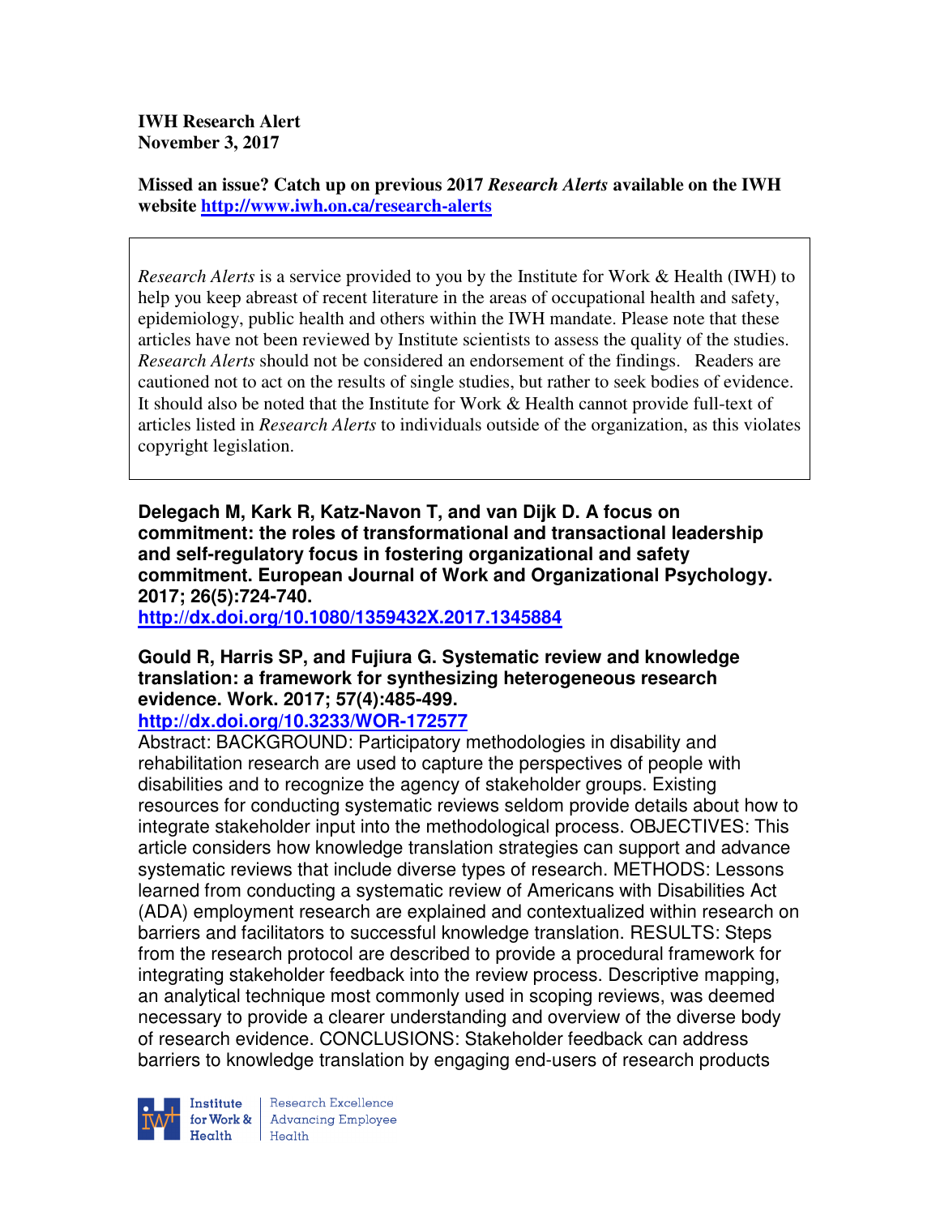**IWH Research Alert**
**November 3, 2017**

**Missed an issue? Catch up on previous 2017 *Research Alerts* available on the IWH website http://www.iwh.on.ca/research-alerts**

*Research Alerts* is a service provided to you by the Institute for Work & Health (IWH) to help you keep abreast of recent literature in the areas of occupational health and safety, epidemiology, public health and others within the IWH mandate. Please note that these articles have not been reviewed by Institute scientists to assess the quality of the studies. *Research Alerts* should not be considered an endorsement of the findings. Readers are cautioned not to act on the results of single studies, but rather to seek bodies of evidence. It should also be noted that the Institute for Work & Health cannot provide full-text of articles listed in *Research Alerts* to individuals outside of the organization, as this violates copyright legislation.

**Delegach M, Kark R, Katz-Navon T, and van Dijk D. A focus on commitment: the roles of transformational and transactional leadership and self-regulatory focus in fostering organizational and safety commitment. European Journal of Work and Organizational Psychology. 2017; 26(5):724-740.**
**http://dx.doi.org/10.1080/1359432X.2017.1345884**

**Gould R, Harris SP, and Fujiura G. Systematic review and knowledge translation: a framework for synthesizing heterogeneous research evidence. Work. 2017; 57(4):485-499.**
**http://dx.doi.org/10.3233/WOR-172577**

Abstract: BACKGROUND: Participatory methodologies in disability and rehabilitation research are used to capture the perspectives of people with disabilities and to recognize the agency of stakeholder groups. Existing resources for conducting systematic reviews seldom provide details about how to integrate stakeholder input into the methodological process. OBJECTIVES: This article considers how knowledge translation strategies can support and advance systematic reviews that include diverse types of research. METHODS: Lessons learned from conducting a systematic review of Americans with Disabilities Act (ADA) employment research are explained and contextualized within research on barriers and facilitators to successful knowledge translation. RESULTS: Steps from the research protocol are described to provide a procedural framework for integrating stakeholder feedback into the review process. Descriptive mapping, an analytical technique most commonly used in scoping reviews, was deemed necessary to provide a clearer understanding and overview of the diverse body of research evidence. CONCLUSIONS: Stakeholder feedback can address barriers to knowledge translation by engaging end-users of research products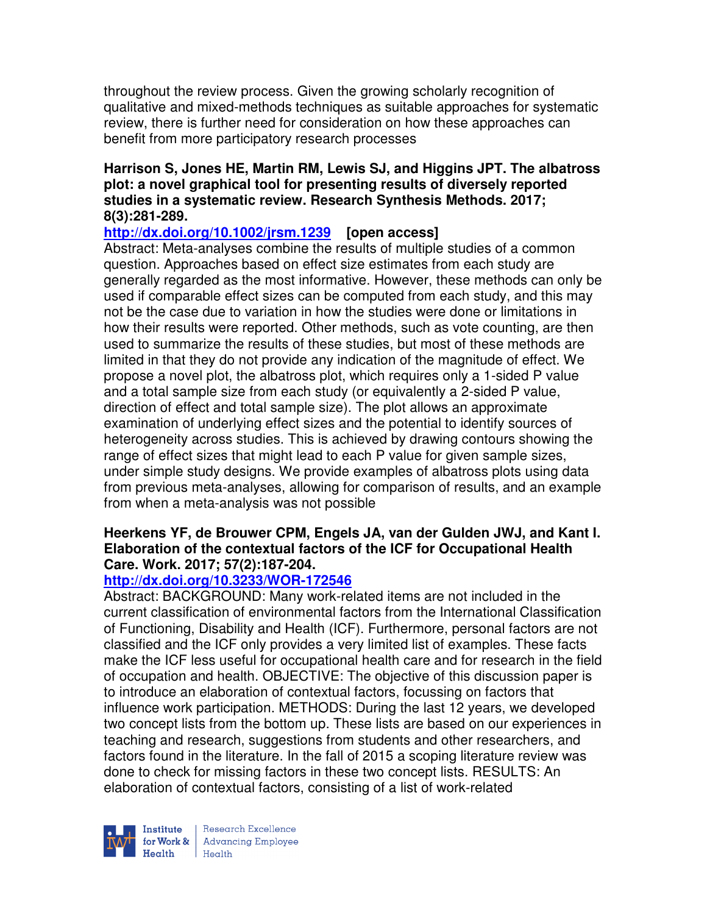throughout the review process. Given the growing scholarly recognition of qualitative and mixed-methods techniques as suitable approaches for systematic review, there is further need for consideration on how these approaches can benefit from more participatory research processes

**Harrison S, Jones HE, Martin RM, Lewis SJ, and Higgins JPT. The albatross plot: a novel graphical tool for presenting results of diversely reported studies in a systematic review. Research Synthesis Methods. 2017; 8(3):281-289.**

**http://dx.doi.org/10.1002/jrsm.1239 [open access]**

Abstract: Meta-analyses combine the results of multiple studies of a common question. Approaches based on effect size estimates from each study are generally regarded as the most informative. However, these methods can only be used if comparable effect sizes can be computed from each study, and this may not be the case due to variation in how the studies were done or limitations in how their results were reported. Other methods, such as vote counting, are then used to summarize the results of these studies, but most of these methods are limited in that they do not provide any indication of the magnitude of effect. We propose a novel plot, the albatross plot, which requires only a 1-sided P value and a total sample size from each study (or equivalently a 2-sided P value, direction of effect and total sample size). The plot allows an approximate examination of underlying effect sizes and the potential to identify sources of heterogeneity across studies. This is achieved by drawing contours showing the range of effect sizes that might lead to each P value for given sample sizes, under simple study designs. We provide examples of albatross plots using data from previous meta-analyses, allowing for comparison of results, and an example from when a meta-analysis was not possible

**Heerkens YF, de Brouwer CPM, Engels JA, van der Gulden JWJ, and Kant I. Elaboration of the contextual factors of the ICF for Occupational Health Care. Work. 2017; 57(2):187-204.**

**http://dx.doi.org/10.3233/WOR-172546**

Abstract: BACKGROUND: Many work-related items are not included in the current classification of environmental factors from the International Classification of Functioning, Disability and Health (ICF). Furthermore, personal factors are not classified and the ICF only provides a very limited list of examples. These facts make the ICF less useful for occupational health care and for research in the field of occupation and health. OBJECTIVE: The objective of this discussion paper is to introduce an elaboration of contextual factors, focussing on factors that influence work participation. METHODS: During the last 12 years, we developed two concept lists from the bottom up. These lists are based on our experiences in teaching and research, suggestions from students and other researchers, and factors found in the literature. In the fall of 2015 a scoping literature review was done to check for missing factors in these two concept lists. RESULTS: An elaboration of contextual factors, consisting of a list of work-related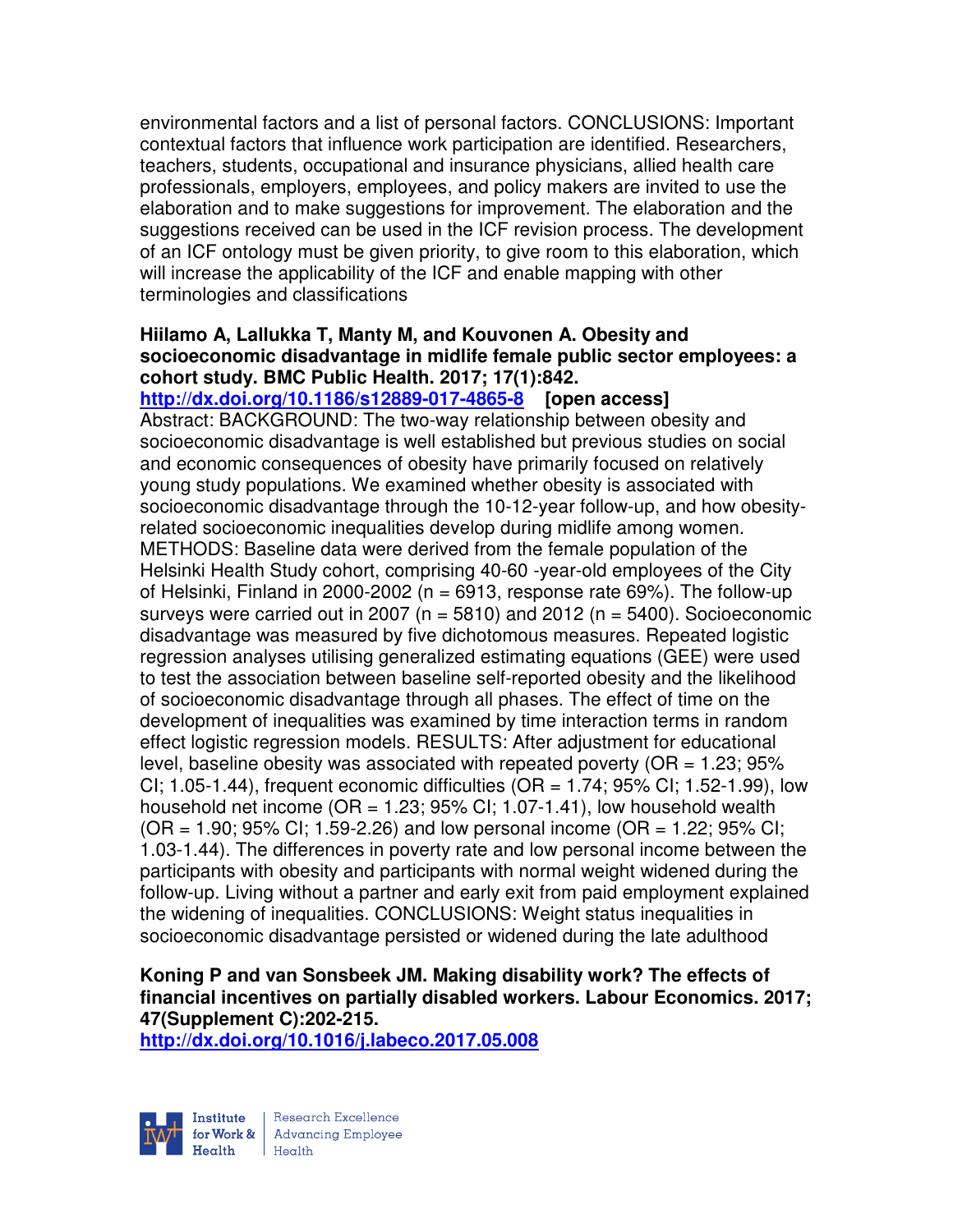environmental factors and a list of personal factors. CONCLUSIONS: Important contextual factors that influence work participation are identified. Researchers, teachers, students, occupational and insurance physicians, allied health care professionals, employers, employees, and policy makers are invited to use the elaboration and to make suggestions for improvement. The elaboration and the suggestions received can be used in the ICF revision process. The development of an ICF ontology must be given priority, to give room to this elaboration, which will increase the applicability of the ICF and enable mapping with other terminologies and classifications

**Hiilamo A, Lallukka T, Manty M, and Kouvonen A. Obesity and socioeconomic disadvantage in midlife female public sector employees: a cohort study. BMC Public Health. 2017; 17(1):842.**
**http://dx.doi.org/10.1186/s12889-017-4865-8** **[open access]**
Abstract: BACKGROUND: The two-way relationship between obesity and socioeconomic disadvantage is well established but previous studies on social and economic consequences of obesity have primarily focused on relatively young study populations. We examined whether obesity is associated with socioeconomic disadvantage through the 10-12-year follow-up, and how obesity-related socioeconomic inequalities develop during midlife among women. METHODS: Baseline data were derived from the female population of the Helsinki Health Study cohort, comprising 40-60 -year-old employees of the City of Helsinki, Finland in 2000-2002 (n = 6913, response rate 69%). The follow-up surveys were carried out in 2007 (n = 5810) and 2012 (n = 5400). Socioeconomic disadvantage was measured by five dichotomous measures. Repeated logistic regression analyses utilising generalized estimating equations (GEE) were used to test the association between baseline self-reported obesity and the likelihood of socioeconomic disadvantage through all phases. The effect of time on the development of inequalities was examined by time interaction terms in random effect logistic regression models. RESULTS: After adjustment for educational level, baseline obesity was associated with repeated poverty (OR = 1.23; 95% CI; 1.05-1.44), frequent economic difficulties (OR = 1.74; 95% CI; 1.52-1.99), low household net income (OR = 1.23; 95% CI; 1.07-1.41), low household wealth (OR = 1.90; 95% CI; 1.59-2.26) and low personal income (OR = 1.22; 95% CI; 1.03-1.44). The differences in poverty rate and low personal income between the participants with obesity and participants with normal weight widened during the follow-up. Living without a partner and early exit from paid employment explained the widening of inequalities. CONCLUSIONS: Weight status inequalities in socioeconomic disadvantage persisted or widened during the late adulthood

**Koning P and van Sonsbeek JM. Making disability work? The effects of financial incentives on partially disabled workers. Labour Economics. 2017; 47(Supplement C):202-215.**
**http://dx.doi.org/10.1016/j.labeco.2017.05.008**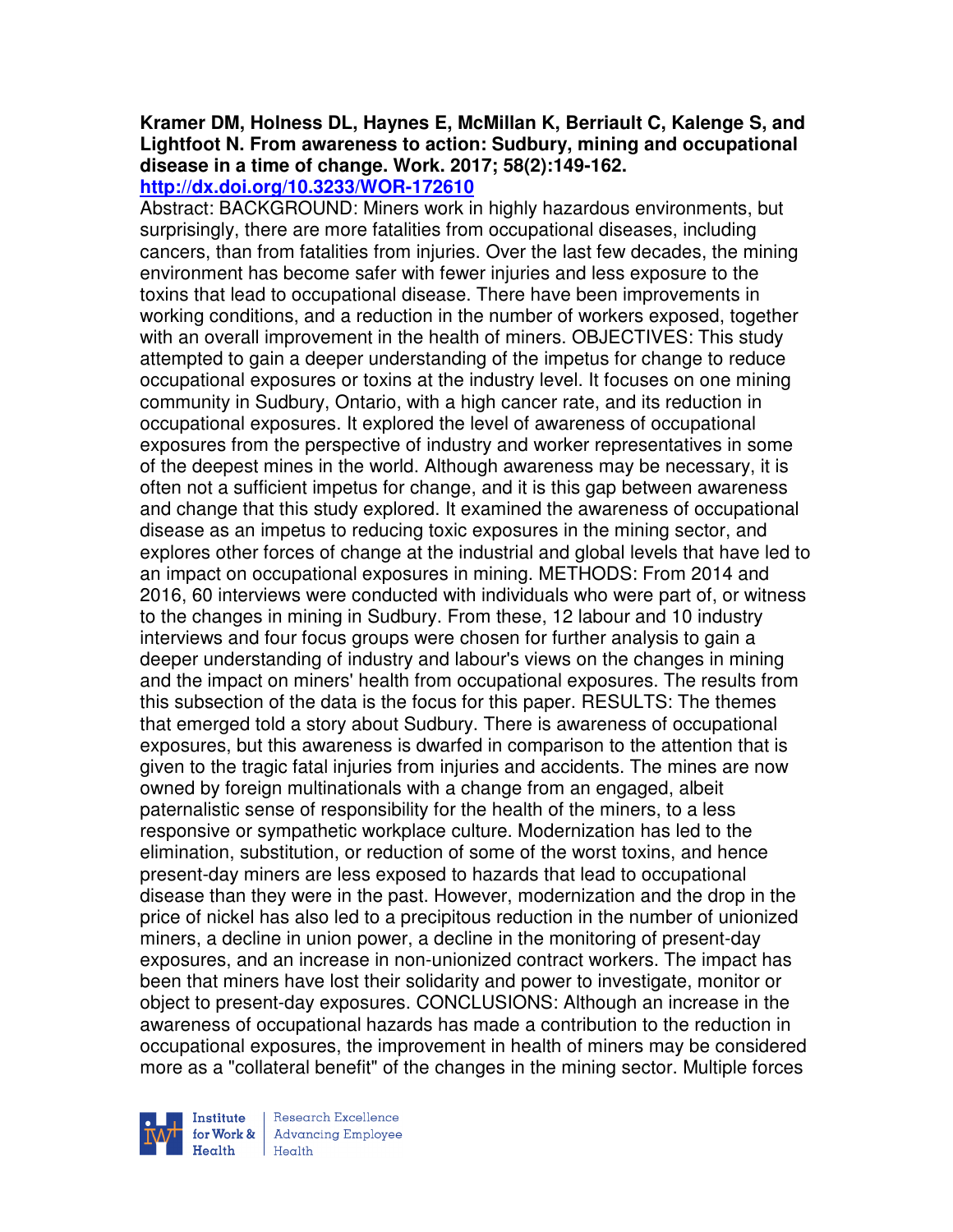**Kramer DM, Holness DL, Haynes E, McMillan K, Berriault C, Kalenge S, and Lightfoot N. From awareness to action: Sudbury, mining and occupational disease in a time of change. Work. 2017; 58(2):149-162.**
**http://dx.doi.org/10.3233/WOR-172610**

Abstract: BACKGROUND: Miners work in highly hazardous environments, but surprisingly, there are more fatalities from occupational diseases, including cancers, than from fatalities from injuries. Over the last few decades, the mining environment has become safer with fewer injuries and less exposure to the toxins that lead to occupational disease. There have been improvements in working conditions, and a reduction in the number of workers exposed, together with an overall improvement in the health of miners. OBJECTIVES: This study attempted to gain a deeper understanding of the impetus for change to reduce occupational exposures or toxins at the industry level. It focuses on one mining community in Sudbury, Ontario, with a high cancer rate, and its reduction in occupational exposures. It explored the level of awareness of occupational exposures from the perspective of industry and worker representatives in some of the deepest mines in the world. Although awareness may be necessary, it is often not a sufficient impetus for change, and it is this gap between awareness and change that this study explored. It examined the awareness of occupational disease as an impetus to reducing toxic exposures in the mining sector, and explores other forces of change at the industrial and global levels that have led to an impact on occupational exposures in mining. METHODS: From 2014 and 2016, 60 interviews were conducted with individuals who were part of, or witness to the changes in mining in Sudbury. From these, 12 labour and 10 industry interviews and four focus groups were chosen for further analysis to gain a deeper understanding of industry and labour's views on the changes in mining and the impact on miners' health from occupational exposures. The results from this subsection of the data is the focus for this paper. RESULTS: The themes that emerged told a story about Sudbury. There is awareness of occupational exposures, but this awareness is dwarfed in comparison to the attention that is given to the tragic fatal injuries from injuries and accidents. The mines are now owned by foreign multinationals with a change from an engaged, albeit paternalistic sense of responsibility for the health of the miners, to a less responsive or sympathetic workplace culture. Modernization has led to the elimination, substitution, or reduction of some of the worst toxins, and hence present-day miners are less exposed to hazards that lead to occupational disease than they were in the past. However, modernization and the drop in the price of nickel has also led to a precipitous reduction in the number of unionized miners, a decline in union power, a decline in the monitoring of present-day exposures, and an increase in non-unionized contract workers. The impact has been that miners have lost their solidarity and power to investigate, monitor or object to present-day exposures. CONCLUSIONS: Although an increase in the awareness of occupational hazards has made a contribution to the reduction in occupational exposures, the improvement in health of miners may be considered more as a "collateral benefit" of the changes in the mining sector. Multiple forces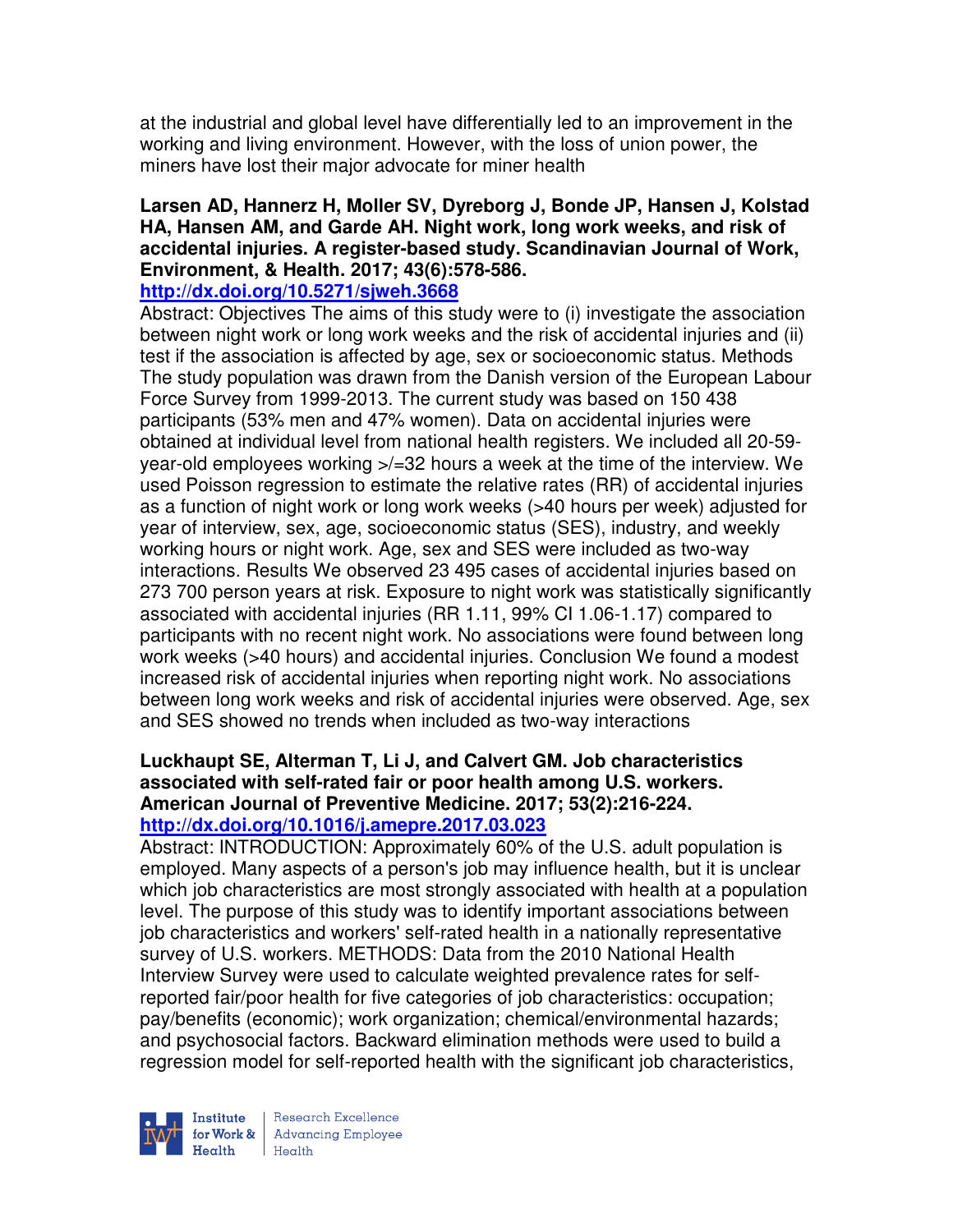at the industrial and global level have differentially led to an improvement in the working and living environment. However, with the loss of union power, the miners have lost their major advocate for miner health

**Larsen AD, Hannerz H, Moller SV, Dyreborg J, Bonde JP, Hansen J, Kolstad HA, Hansen AM, and Garde AH. Night work, long work weeks, and risk of accidental injuries. A register-based study. Scandinavian Journal of Work, Environment, & Health. 2017; 43(6):578-586.**
**http://dx.doi.org/10.5271/sjweh.3668**
Abstract: Objectives The aims of this study were to (i) investigate the association between night work or long work weeks and the risk of accidental injuries and (ii) test if the association is affected by age, sex or socioeconomic status. Methods The study population was drawn from the Danish version of the European Labour Force Survey from 1999-2013. The current study was based on 150 438 participants (53% men and 47% women). Data on accidental injuries were obtained at individual level from national health registers. We included all 20-59-year-old employees working >/=32 hours a week at the time of the interview. We used Poisson regression to estimate the relative rates (RR) of accidental injuries as a function of night work or long work weeks (>40 hours per week) adjusted for year of interview, sex, age, socioeconomic status (SES), industry, and weekly working hours or night work. Age, sex and SES were included as two-way interactions. Results We observed 23 495 cases of accidental injuries based on 273 700 person years at risk. Exposure to night work was statistically significantly associated with accidental injuries (RR 1.11, 99% CI 1.06-1.17) compared to participants with no recent night work. No associations were found between long work weeks (>40 hours) and accidental injuries. Conclusion We found a modest increased risk of accidental injuries when reporting night work. No associations between long work weeks and risk of accidental injuries were observed. Age, sex and SES showed no trends when included as two-way interactions

**Luckhaupt SE, Alterman T, Li J, and Calvert GM. Job characteristics associated with self-rated fair or poor health among U.S. workers. American Journal of Preventive Medicine. 2017; 53(2):216-224.**
**http://dx.doi.org/10.1016/j.amepre.2017.03.023**
Abstract: INTRODUCTION: Approximately 60% of the U.S. adult population is employed. Many aspects of a person's job may influence health, but it is unclear which job characteristics are most strongly associated with health at a population level. The purpose of this study was to identify important associations between job characteristics and workers' self-rated health in a nationally representative survey of U.S. workers. METHODS: Data from the 2010 National Health Interview Survey were used to calculate weighted prevalence rates for self-reported fair/poor health for five categories of job characteristics: occupation; pay/benefits (economic); work organization; chemical/environmental hazards; and psychosocial factors. Backward elimination methods were used to build a regression model for self-reported health with the significant job characteristics,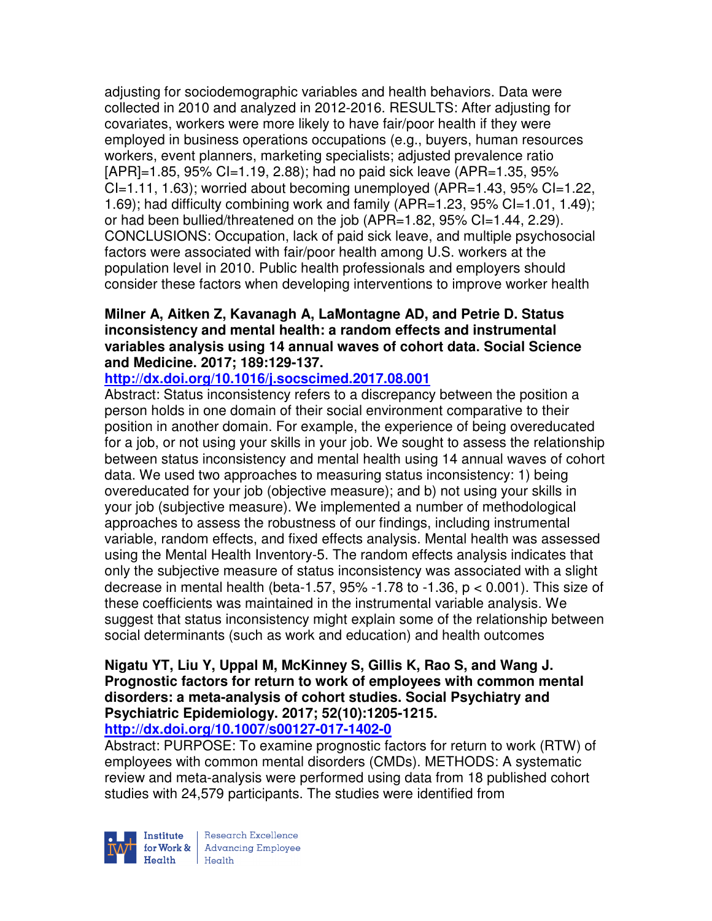adjusting for sociodemographic variables and health behaviors. Data were collected in 2010 and analyzed in 2012-2016. RESULTS: After adjusting for covariates, workers were more likely to have fair/poor health if they were employed in business operations occupations (e.g., buyers, human resources workers, event planners, marketing specialists; adjusted prevalence ratio [APR]=1.85, 95% CI=1.19, 2.88); had no paid sick leave (APR=1.35, 95% CI=1.11, 1.63); worried about becoming unemployed (APR=1.43, 95% CI=1.22, 1.69); had difficulty combining work and family (APR=1.23, 95% CI=1.01, 1.49); or had been bullied/threatened on the job (APR=1.82, 95% CI=1.44, 2.29). CONCLUSIONS: Occupation, lack of paid sick leave, and multiple psychosocial factors were associated with fair/poor health among U.S. workers at the population level in 2010. Public health professionals and employers should consider these factors when developing interventions to improve worker health

**Milner A, Aitken Z, Kavanagh A, LaMontagne AD, and Petrie D. Status inconsistency and mental health: a random effects and instrumental variables analysis using 14 annual waves of cohort data. Social Science and Medicine. 2017; 189:129-137.**

**http://dx.doi.org/10.1016/j.socscimed.2017.08.001**

Abstract: Status inconsistency refers to a discrepancy between the position a person holds in one domain of their social environment comparative to their position in another domain. For example, the experience of being overeducated for a job, or not using your skills in your job. We sought to assess the relationship between status inconsistency and mental health using 14 annual waves of cohort data. We used two approaches to measuring status inconsistency: 1) being overeducated for your job (objective measure); and b) not using your skills in your job (subjective measure). We implemented a number of methodological approaches to assess the robustness of our findings, including instrumental variable, random effects, and fixed effects analysis. Mental health was assessed using the Mental Health Inventory-5. The random effects analysis indicates that only the subjective measure of status inconsistency was associated with a slight decrease in mental health (beta-1.57, 95% -1.78 to -1.36, $p < 0.001$). This size of these coefficients was maintained in the instrumental variable analysis. We suggest that status inconsistency might explain some of the relationship between social determinants (such as work and education) and health outcomes

**Nigatu YT, Liu Y, Uppal M, McKinney S, Gillis K, Rao S, and Wang J. Prognostic factors for return to work of employees with common mental disorders: a meta-analysis of cohort studies. Social Psychiatry and Psychiatric Epidemiology. 2017; 52(10):1205-1215.**

**http://dx.doi.org/10.1007/s00127-017-1402-0**

Abstract: PURPOSE: To examine prognostic factors for return to work (RTW) of employees with common mental disorders (CMDs). METHODS: A systematic review and meta-analysis were performed using data from 18 published cohort studies with 24,579 participants. The studies were identified from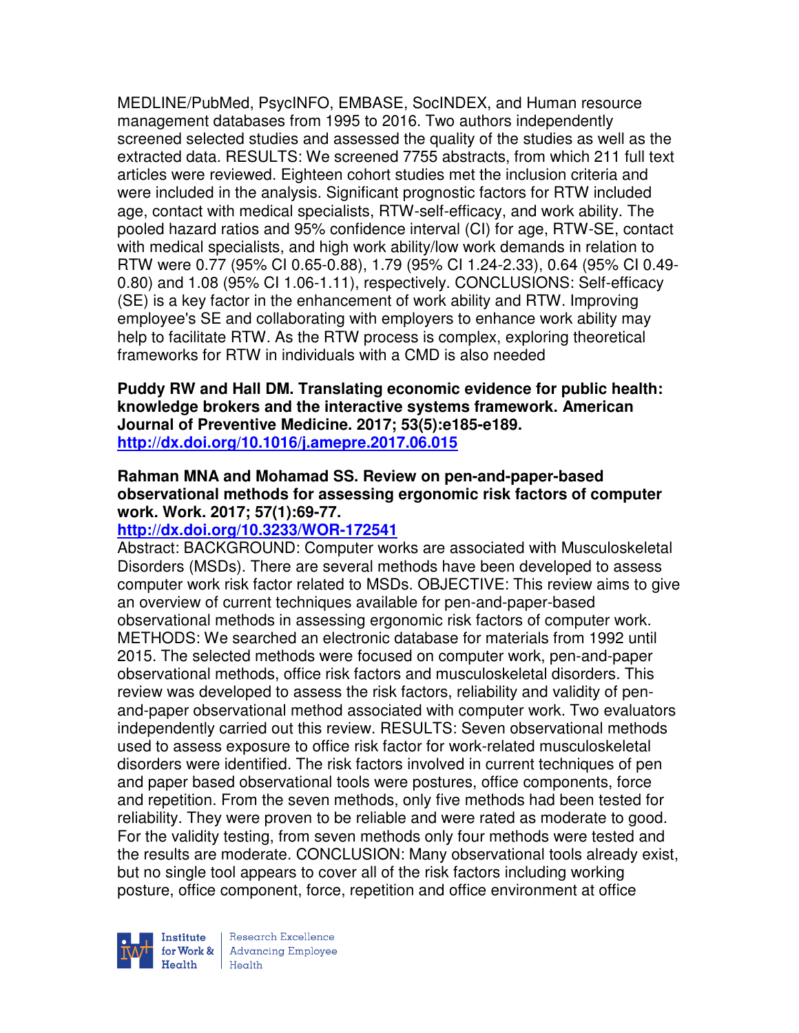MEDLINE/PubMed, PsycINFO, EMBASE, SocINDEX, and Human resource management databases from 1995 to 2016. Two authors independently screened selected studies and assessed the quality of the studies as well as the extracted data. RESULTS: We screened 7755 abstracts, from which 211 full text articles were reviewed. Eighteen cohort studies met the inclusion criteria and were included in the analysis. Significant prognostic factors for RTW included age, contact with medical specialists, RTW-self-efficacy, and work ability. The pooled hazard ratios and 95% confidence interval (CI) for age, RTW-SE, contact with medical specialists, and high work ability/low work demands in relation to RTW were 0.77 (95% CI 0.65-0.88), 1.79 (95% CI 1.24-2.33), 0.64 (95% CI 0.49-0.80) and 1.08 (95% CI 1.06-1.11), respectively. CONCLUSIONS: Self-efficacy (SE) is a key factor in the enhancement of work ability and RTW. Improving employee's SE and collaborating with employers to enhance work ability may help to facilitate RTW. As the RTW process is complex, exploring theoretical frameworks for RTW in individuals with a CMD is also needed

**Puddy RW and Hall DM. Translating economic evidence for public health: knowledge brokers and the interactive systems framework. American Journal of Preventive Medicine. 2017; 53(5):e185-e189.**
**[http://dx.doi.org/10.1016/j.amepre.2017.06.015](http://dx.doi.org/10.1016/j.amepre.2017.06.015)**

**Rahman MNA and Mohamad SS. Review on pen-and-paper-based observational methods for assessing ergonomic risk factors of computer work. Work. 2017; 57(1):69-77.**
**[http://dx.doi.org/10.3233/WOR-172541](http://dx.doi.org/10.3233/WOR-172541)**
Abstract: BACKGROUND: Computer works are associated with Musculoskeletal Disorders (MSDs). There are several methods have been developed to assess computer work risk factor related to MSDs. OBJECTIVE: This review aims to give an overview of current techniques available for pen-and-paper-based observational methods in assessing ergonomic risk factors of computer work. METHODS: We searched an electronic database for materials from 1992 until 2015. The selected methods were focused on computer work, pen-and-paper observational methods, office risk factors and musculoskeletal disorders. This review was developed to assess the risk factors, reliability and validity of pen-and-paper observational method associated with computer work. Two evaluators independently carried out this review. RESULTS: Seven observational methods used to assess exposure to office risk factor for work-related musculoskeletal disorders were identified. The risk factors involved in current techniques of pen and paper based observational tools were postures, office components, force and repetition. From the seven methods, only five methods had been tested for reliability. They were proven to be reliable and were rated as moderate to good. For the validity testing, from seven methods only four methods were tested and the results are moderate. CONCLUSION: Many observational tools already exist, but no single tool appears to cover all of the risk factors including working posture, office component, force, repetition and office environment at office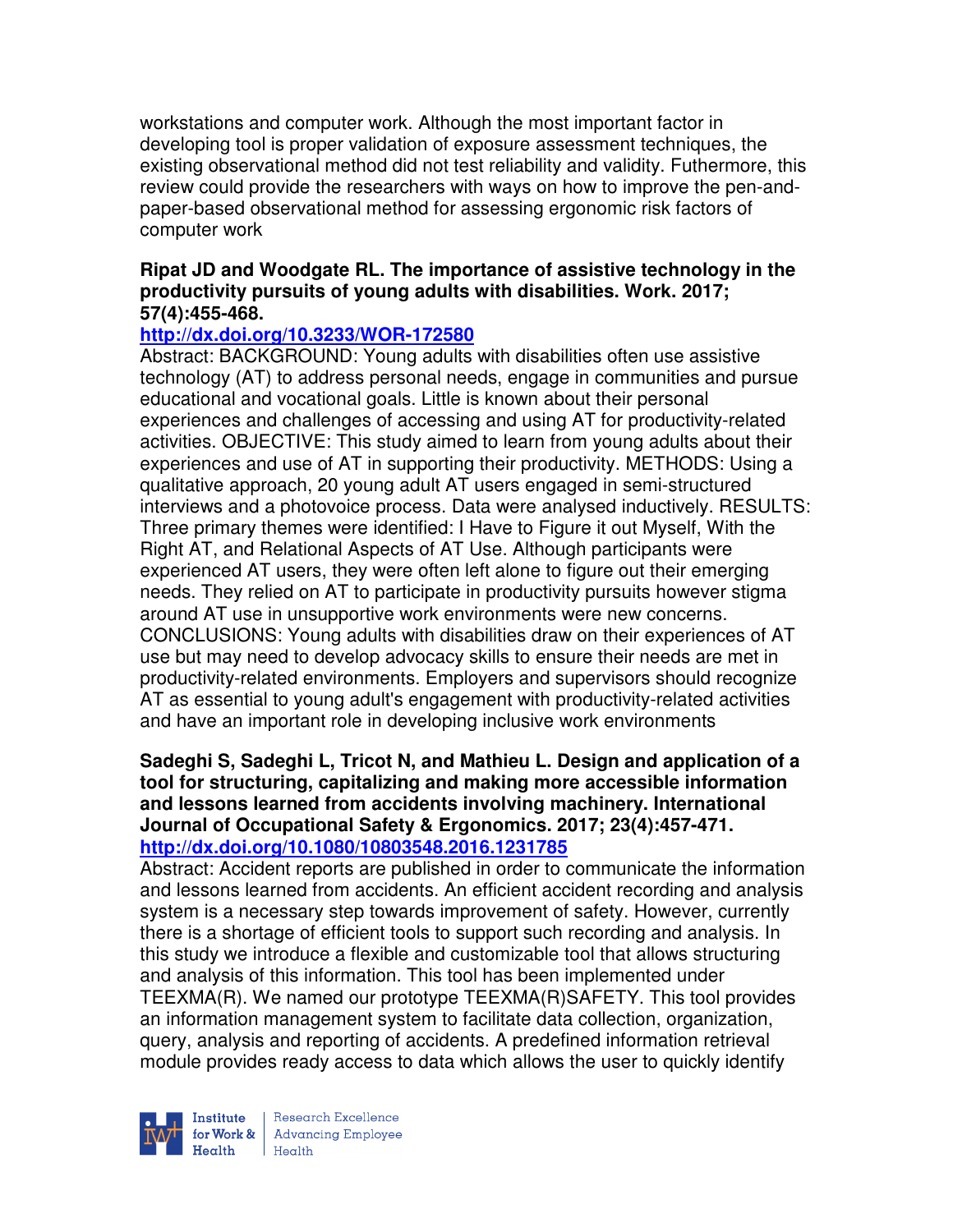workstations and computer work. Although the most important factor in developing tool is proper validation of exposure assessment techniques, the existing observational method did not test reliability and validity. Futhermore, this review could provide the researchers with ways on how to improve the pen-and-paper-based observational method for assessing ergonomic risk factors of computer work

**Ripat JD and Woodgate RL. The importance of assistive technology in the productivity pursuits of young adults with disabilities. Work. 2017; 57(4):455-468.**

**http://dx.doi.org/10.3233/WOR-172580**

Abstract: BACKGROUND: Young adults with disabilities often use assistive technology (AT) to address personal needs, engage in communities and pursue educational and vocational goals. Little is known about their personal experiences and challenges of accessing and using AT for productivity-related activities. OBJECTIVE: This study aimed to learn from young adults about their experiences and use of AT in supporting their productivity. METHODS: Using a qualitative approach, 20 young adult AT users engaged in semi-structured interviews and a photovoice process. Data were analysed inductively. RESULTS: Three primary themes were identified: I Have to Figure it out Myself, With the Right AT, and Relational Aspects of AT Use. Although participants were experienced AT users, they were often left alone to figure out their emerging needs. They relied on AT to participate in productivity pursuits however stigma around AT use in unsupportive work environments were new concerns. CONCLUSIONS: Young adults with disabilities draw on their experiences of AT use but may need to develop advocacy skills to ensure their needs are met in productivity-related environments. Employers and supervisors should recognize AT as essential to young adult's engagement with productivity-related activities and have an important role in developing inclusive work environments

**Sadeghi S, Sadeghi L, Tricot N, and Mathieu L. Design and application of a tool for structuring, capitalizing and making more accessible information and lessons learned from accidents involving machinery. International Journal of Occupational Safety & Ergonomics. 2017; 23(4):457-471.**

**http://dx.doi.org/10.1080/10803548.2016.1231785**

Abstract: Accident reports are published in order to communicate the information and lessons learned from accidents. An efficient accident recording and analysis system is a necessary step towards improvement of safety. However, currently there is a shortage of efficient tools to support such recording and analysis. In this study we introduce a flexible and customizable tool that allows structuring and analysis of this information. This tool has been implemented under TEEXMA(R). We named our prototype TEEXMA(R)SAFETY. This tool provides an information management system to facilitate data collection, organization, query, analysis and reporting of accidents. A predefined information retrieval module provides ready access to data which allows the user to quickly identify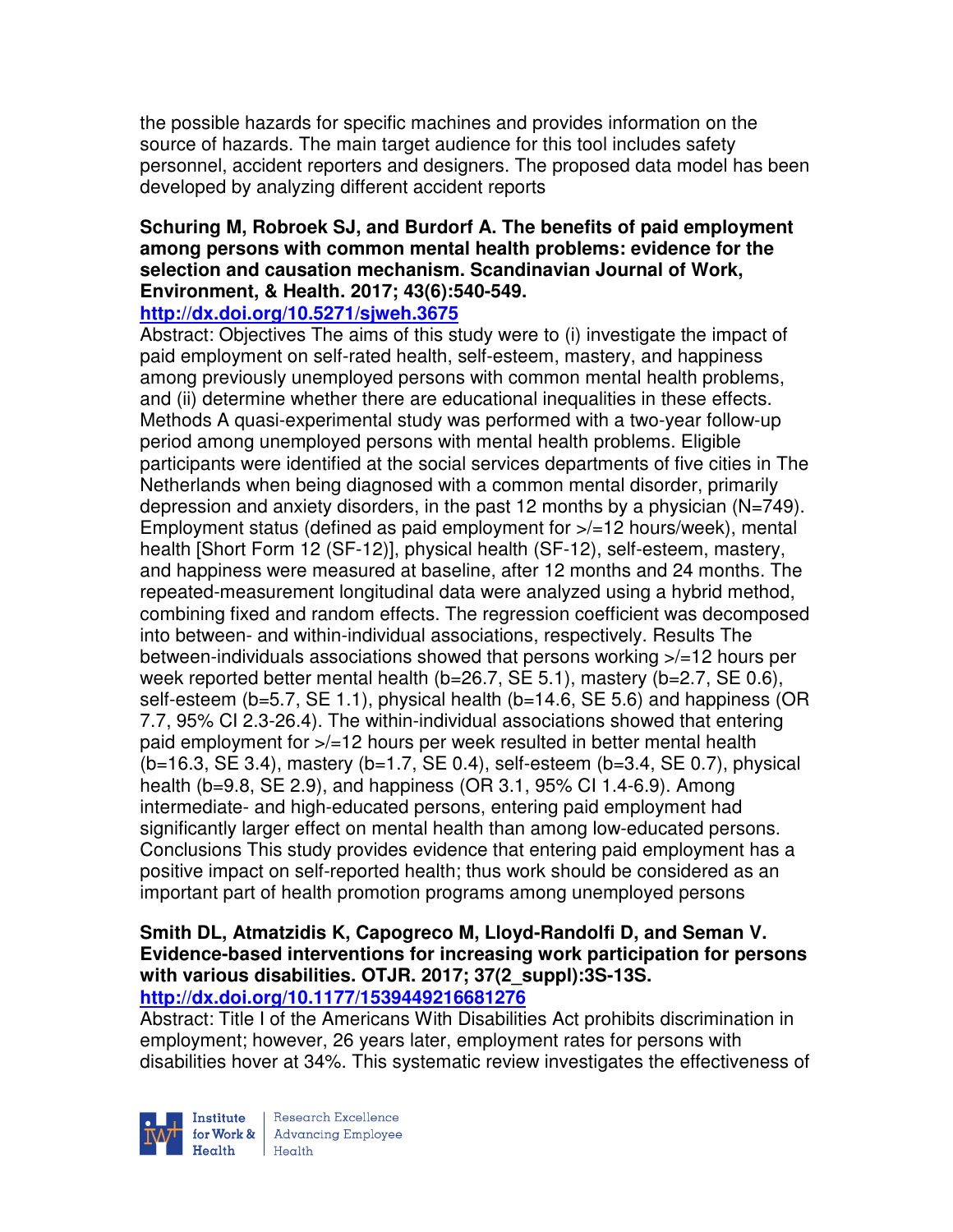the possible hazards for specific machines and provides information on the source of hazards. The main target audience for this tool includes safety personnel, accident reporters and designers. The proposed data model has been developed by analyzing different accident reports

**Schuring M, Robroek SJ, and Burdorf A. The benefits of paid employment among persons with common mental health problems: evidence for the selection and causation mechanism. Scandinavian Journal of Work, Environment, & Health. 2017; 43(6):540-549.**
**http://dx.doi.org/10.5271/sjweh.3675**

Abstract: Objectives The aims of this study were to (i) investigate the impact of paid employment on self-rated health, self-esteem, mastery, and happiness among previously unemployed persons with common mental health problems, and (ii) determine whether there are educational inequalities in these effects. Methods A quasi-experimental study was performed with a two-year follow-up period among unemployed persons with mental health problems. Eligible participants were identified at the social services departments of five cities in The Netherlands when being diagnosed with a common mental disorder, primarily depression and anxiety disorders, in the past 12 months by a physician (N=749). Employment status (defined as paid employment for >/=12 hours/week), mental health [Short Form 12 (SF-12)], physical health (SF-12), self-esteem, mastery, and happiness were measured at baseline, after 12 months and 24 months. The repeated-measurement longitudinal data were analyzed using a hybrid method, combining fixed and random effects. The regression coefficient was decomposed into between- and within-individual associations, respectively. Results The between-individuals associations showed that persons working >/=12 hours per week reported better mental health (b=26.7, SE 5.1), mastery (b=2.7, SE 0.6), self-esteem (b=5.7, SE 1.1), physical health (b=14.6, SE 5.6) and happiness (OR 7.7, 95% CI 2.3-26.4). The within-individual associations showed that entering paid employment for >/=12 hours per week resulted in better mental health (b=16.3, SE 3.4), mastery (b=1.7, SE 0.4), self-esteem (b=3.4, SE 0.7), physical health (b=9.8, SE 2.9), and happiness (OR 3.1, 95% CI 1.4-6.9). Among intermediate- and high-educated persons, entering paid employment had significantly larger effect on mental health than among low-educated persons. Conclusions This study provides evidence that entering paid employment has a positive impact on self-reported health; thus work should be considered as an important part of health promotion programs among unemployed persons

**Smith DL, Atmatzidis K, Capogreco M, Lloyd-Randolfi D, and Seman V. Evidence-based interventions for increasing work participation for persons with various disabilities. OTJR. 2017; 37(2_suppl):3S-13S.**
**http://dx.doi.org/10.1177/1539449216681276**

Abstract: Title I of the Americans With Disabilities Act prohibits discrimination in employment; however, 26 years later, employment rates for persons with disabilities hover at 34%. This systematic review investigates the effectiveness of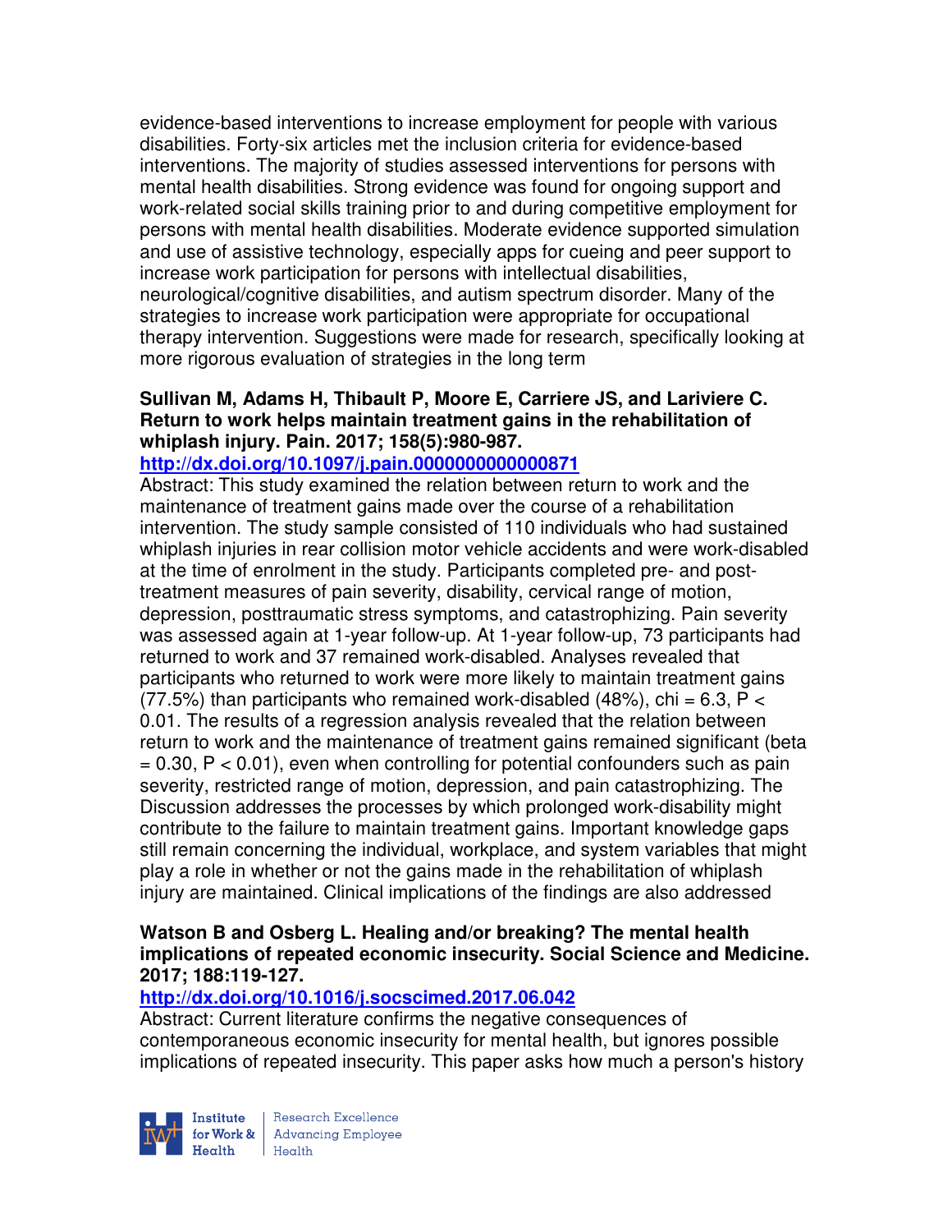evidence-based interventions to increase employment for people with various disabilities. Forty-six articles met the inclusion criteria for evidence-based interventions. The majority of studies assessed interventions for persons with mental health disabilities. Strong evidence was found for ongoing support and work-related social skills training prior to and during competitive employment for persons with mental health disabilities. Moderate evidence supported simulation and use of assistive technology, especially apps for cueing and peer support to increase work participation for persons with intellectual disabilities, neurological/cognitive disabilities, and autism spectrum disorder. Many of the strategies to increase work participation were appropriate for occupational therapy intervention. Suggestions were made for research, specifically looking at more rigorous evaluation of strategies in the long term

**Sullivan M, Adams H, Thibault P, Moore E, Carriere JS, and Lariviere C. Return to work helps maintain treatment gains in the rehabilitation of whiplash injury. Pain. 2017; 158(5):980-987.**

**http://dx.doi.org/10.1097/j.pain.0000000000000871**

Abstract: This study examined the relation between return to work and the maintenance of treatment gains made over the course of a rehabilitation intervention. The study sample consisted of 110 individuals who had sustained whiplash injuries in rear collision motor vehicle accidents and were work-disabled at the time of enrolment in the study. Participants completed pre- and post-treatment measures of pain severity, disability, cervical range of motion, depression, posttraumatic stress symptoms, and catastrophizing. Pain severity was assessed again at 1-year follow-up. At 1-year follow-up, 73 participants had returned to work and 37 remained work-disabled. Analyses revealed that participants who returned to work were more likely to maintain treatment gains (77.5%) than participants who remained work-disabled (48%), chi = 6.3, $P < 0.01$. The results of a regression analysis revealed that the relation between return to work and the maintenance of treatment gains remained significant (beta = 0.30, $P < 0.01$), even when controlling for potential confounders such as pain severity, restricted range of motion, depression, and pain catastrophizing. The Discussion addresses the processes by which prolonged work-disability might contribute to the failure to maintain treatment gains. Important knowledge gaps still remain concerning the individual, workplace, and system variables that might play a role in whether or not the gains made in the rehabilitation of whiplash injury are maintained. Clinical implications of the findings are also addressed

**Watson B and Osberg L. Healing and/or breaking? The mental health implications of repeated economic insecurity. Social Science and Medicine. 2017; 188:119-127.**

**http://dx.doi.org/10.1016/j.socscimed.2017.06.042**

Abstract: Current literature confirms the negative consequences of contemporaneous economic insecurity for mental health, but ignores possible implications of repeated insecurity. This paper asks how much a person's history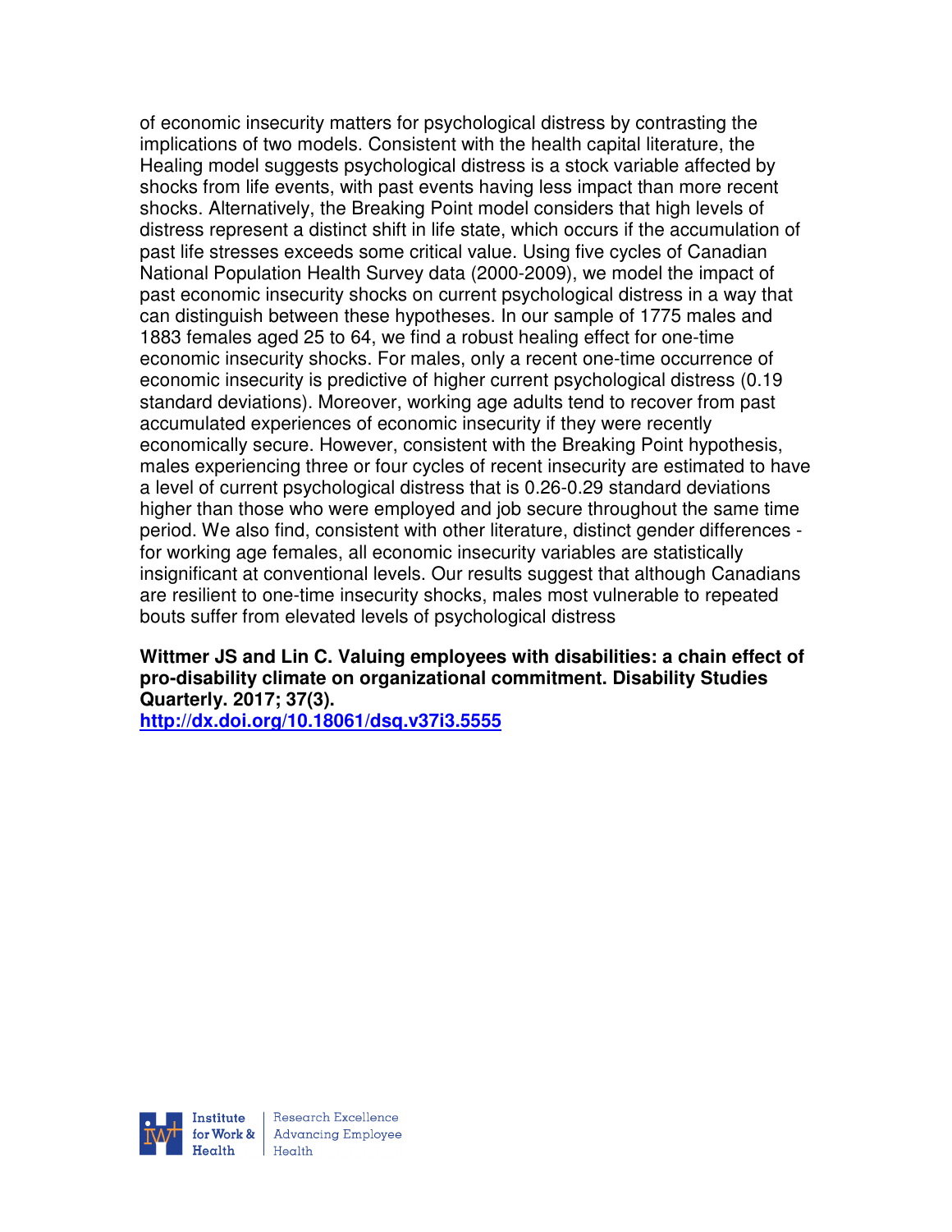of economic insecurity matters for psychological distress by contrasting the implications of two models. Consistent with the health capital literature, the Healing model suggests psychological distress is a stock variable affected by shocks from life events, with past events having less impact than more recent shocks. Alternatively, the Breaking Point model considers that high levels of distress represent a distinct shift in life state, which occurs if the accumulation of past life stresses exceeds some critical value. Using five cycles of Canadian National Population Health Survey data (2000-2009), we model the impact of past economic insecurity shocks on current psychological distress in a way that can distinguish between these hypotheses. In our sample of 1775 males and 1883 females aged 25 to 64, we find a robust healing effect for one-time economic insecurity shocks. For males, only a recent one-time occurrence of economic insecurity is predictive of higher current psychological distress (0.19 standard deviations). Moreover, working age adults tend to recover from past accumulated experiences of economic insecurity if they were recently economically secure. However, consistent with the Breaking Point hypothesis, males experiencing three or four cycles of recent insecurity are estimated to have a level of current psychological distress that is 0.26-0.29 standard deviations higher than those who were employed and job secure throughout the same time period. We also find, consistent with other literature, distinct gender differences - for working age females, all economic insecurity variables are statistically insignificant at conventional levels. Our results suggest that although Canadians are resilient to one-time insecurity shocks, males most vulnerable to repeated bouts suffer from elevated levels of psychological distress

**Wittmer JS and Lin C. Valuing employees with disabilities: a chain effect of pro-disability climate on organizational commitment. Disability Studies Quarterly. 2017; 37(3).**
**http://dx.doi.org/10.18061/dsq.v37i3.5555**